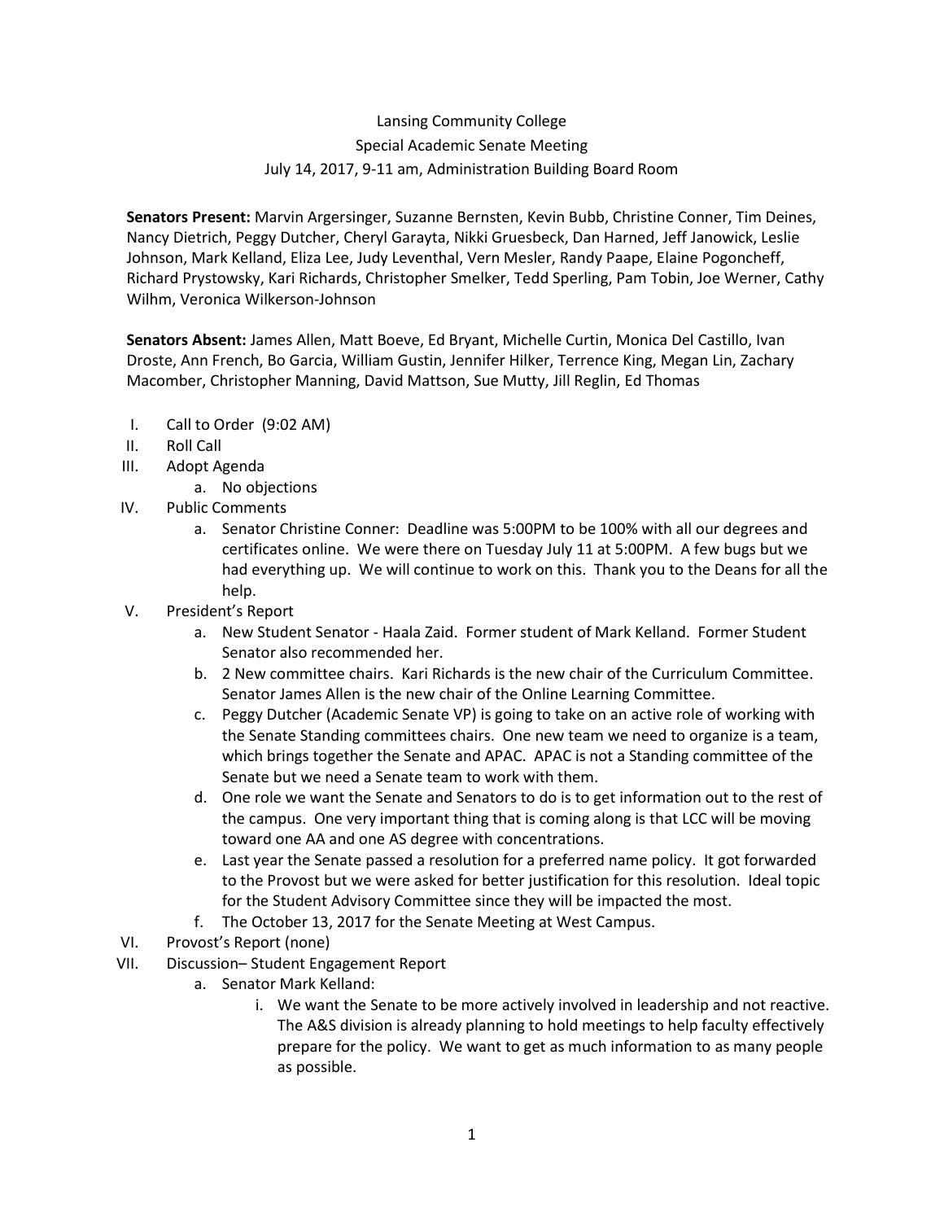Lansing Community College

Special Academic Senate Meeting

July 14, 2017, 9-11 am, Administration Building Board Room

**Senators Present:** Marvin Argersinger, Suzanne Bernsten, Kevin Bubb, Christine Conner, Tim Deines, Nancy Dietrich, Peggy Dutcher, Cheryl Garayta, Nikki Gruesbeck, Dan Harned, Jeff Janowick, Leslie Johnson, Mark Kelland, Eliza Lee, Judy Leventhal, Vern Mesler, Randy Paape, Elaine Pogoncheff, Richard Prystowsky, Kari Richards, Christopher Smelker, Tedd Sperling, Pam Tobin, Joe Werner, Cathy Wilhm, Veronica Wilkerson-Johnson

**Senators Absent:** James Allen, Matt Boeve, Ed Bryant, Michelle Curtin, Monica Del Castillo, Ivan Droste, Ann French, Bo Garcia, William Gustin, Jennifer Hilker, Terrence King, Megan Lin, Zachary Macomber, Christopher Manning, David Mattson, Sue Mutty, Jill Reglin, Ed Thomas

I. Call to Order (9:02 AM)
II. Roll Call
III. Adopt Agenda
    a. No objections
IV. Public Comments
    a. Senator Christine Conner: Deadline was 5:00PM to be 100% with all our degrees and certificates online. We were there on Tuesday July 11 at 5:00PM. A few bugs but we had everything up. We will continue to work on this. Thank you to the Deans for all the help.
V. President's Report
    a. New Student Senator - Haala Zaid. Former student of Mark Kelland. Former Student Senator also recommended her.
    b. 2 New committee chairs. Kari Richards is the new chair of the Curriculum Committee. Senator James Allen is the new chair of the Online Learning Committee.
    c. Peggy Dutcher (Academic Senate VP) is going to take on an active role of working with the Senate Standing committees chairs. One new team we need to organize is a team, which brings together the Senate and APAC. APAC is not a Standing committee of the Senate but we need a Senate team to work with them.
    d. One role we want the Senate and Senators to do is to get information out to the rest of the campus. One very important thing that is coming along is that LCC will be moving toward one AA and one AS degree with concentrations.
    e. Last year the Senate passed a resolution for a preferred name policy. It got forwarded to the Provost but we were asked for better justification for this resolution. Ideal topic for the Student Advisory Committee since they will be impacted the most.
    f. The October 13, 2017 for the Senate Meeting at West Campus.
VI. Provost's Report (none)
VII. Discussion– Student Engagement Report
    a. Senator Mark Kelland:
        i. We want the Senate to be more actively involved in leadership and not reactive. The A&S division is already planning to hold meetings to help faculty effectively prepare for the policy. We want to get as much information to as many people as possible.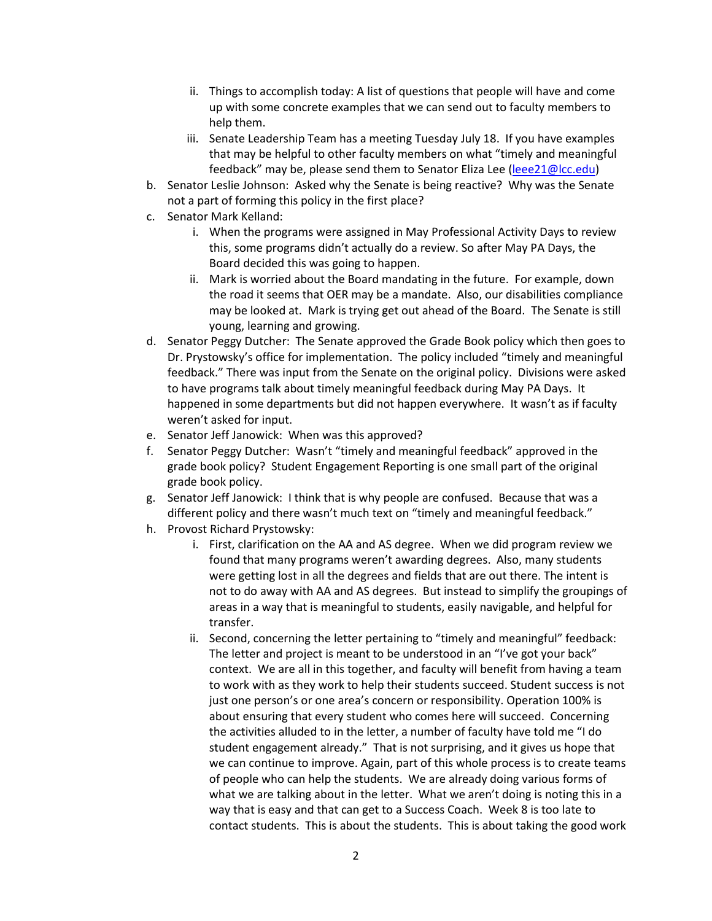ii. Things to accomplish today: A list of questions that people will have and come up with some concrete examples that we can send out to faculty members to help them.
   iii. Senate Leadership Team has a meeting Tuesday July 18. If you have examples that may be helpful to other faculty members on what "timely and meaningful feedback" may be, please send them to Senator Eliza Lee (leee21@lcc.edu)

b. Senator Leslie Johnson: Asked why the Senate is being reactive? Why was the Senate not a part of forming this policy in the first place?

c. Senator Mark Kelland:
   i. When the programs were assigned in May Professional Activity Days to review this, some programs didn't actually do a review. So after May PA Days, the Board decided this was going to happen.
   ii. Mark is worried about the Board mandating in the future. For example, down the road it seems that OER may be a mandate. Also, our disabilities compliance may be looked at. Mark is trying get out ahead of the Board. The Senate is still young, learning and growing.

d. Senator Peggy Dutcher: The Senate approved the Grade Book policy which then goes to Dr. Prystowsky's office for implementation. The policy included "timely and meaningful feedback." There was input from the Senate on the original policy. Divisions were asked to have programs talk about timely meaningful feedback during May PA Days. It happened in some departments but did not happen everywhere. It wasn't as if faculty weren't asked for input.

e. Senator Jeff Janowick: When was this approved?

f. Senator Peggy Dutcher: Wasn't "timely and meaningful feedback" approved in the grade book policy? Student Engagement Reporting is one small part of the original grade book policy.

g. Senator Jeff Janowick: I think that is why people are confused. Because that was a different policy and there wasn't much text on "timely and meaningful feedback."

h. Provost Richard Prystowsky:
   i. First, clarification on the AA and AS degree. When we did program review we found that many programs weren't awarding degrees. Also, many students were getting lost in all the degrees and fields that are out there. The intent is not to do away with AA and AS degrees. But instead to simplify the groupings of areas in a way that is meaningful to students, easily navigable, and helpful for transfer.
   ii. Second, concerning the letter pertaining to "timely and meaningful" feedback: The letter and project is meant to be understood in an "I've got your back" context. We are all in this together, and faculty will benefit from having a team to work with as they work to help their students succeed. Student success is not just one person's or one area's concern or responsibility. Operation 100% is about ensuring that every student who comes here will succeed. Concerning the activities alluded to in the letter, a number of faculty have told me "I do student engagement already." That is not surprising, and it gives us hope that we can continue to improve. Again, part of this whole process is to create teams of people who can help the students. We are already doing various forms of what we are talking about in the letter. What we aren't doing is noting this in a way that is easy and that can get to a Success Coach. Week 8 is too late to contact students. This is about the students. This is about taking the good work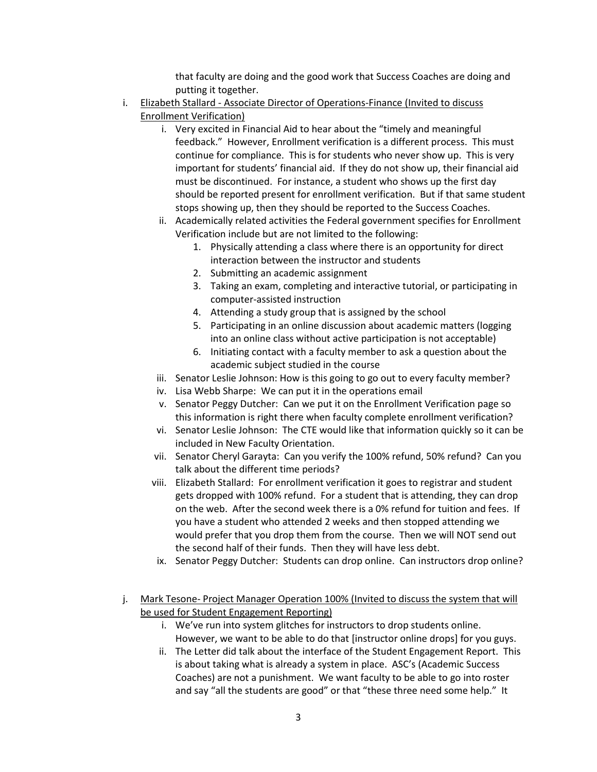that faculty are doing and the good work that Success Coaches are doing and putting it together.

i. <u>Elizabeth Stallard - Associate Director of Operations-Finance (Invited to discuss Enrollment Verification)</u>
   i. Very excited in Financial Aid to hear about the "timely and meaningful feedback." However, Enrollment verification is a different process. This must continue for compliance. This is for students who never show up. This is very important for students' financial aid. If they do not show up, their financial aid must be discontinued. For instance, a student who shows up the first day should be reported present for enrollment verification. But if that same student stops showing up, then they should be reported to the Success Coaches.
   ii. Academically related activities the Federal government specifies for Enrollment Verification include but are not limited to the following:
      1. Physically attending a class where there is an opportunity for direct interaction between the instructor and students
      2. Submitting an academic assignment
      3. Taking an exam, completing and interactive tutorial, or participating in computer-assisted instruction
      4. Attending a study group that is assigned by the school
      5. Participating in an online discussion about academic matters (logging into an online class without active participation is not acceptable)
      6. Initiating contact with a faculty member to ask a question about the academic subject studied in the course
   iii. Senator Leslie Johnson: How is this going to go out to every faculty member?
   iv. Lisa Webb Sharpe: We can put it in the operations email
   v. Senator Peggy Dutcher: Can we put it on the Enrollment Verification page so this information is right there when faculty complete enrollment verification?
   vi. Senator Leslie Johnson: The CTE would like that information quickly so it can be included in New Faculty Orientation.
   vii. Senator Cheryl Garayta: Can you verify the 100% refund, 50% refund? Can you talk about the different time periods?
   viii. Elizabeth Stallard: For enrollment verification it goes to registrar and student gets dropped with 100% refund. For a student that is attending, they can drop on the web. After the second week there is a 0% refund for tuition and fees. If you have a student who attended 2 weeks and then stopped attending we would prefer that you drop them from the course. Then we will NOT send out the second half of their funds. Then they will have less debt.
   ix. Senator Peggy Dutcher: Students can drop online. Can instructors drop online?

j. <u>Mark Tesone- Project Manager Operation 100% (Invited to discuss the system that will be used for Student Engagement Reporting)</u>
   i. We've run into system glitches for instructors to drop students online. However, we want to be able to do that [instructor online drops] for you guys.
   ii. The Letter did talk about the interface of the Student Engagement Report. This is about taking what is already a system in place. ASC's (Academic Success Coaches) are not a punishment. We want faculty to be able to go into roster and say "all the students are good" or that "these three need some help." It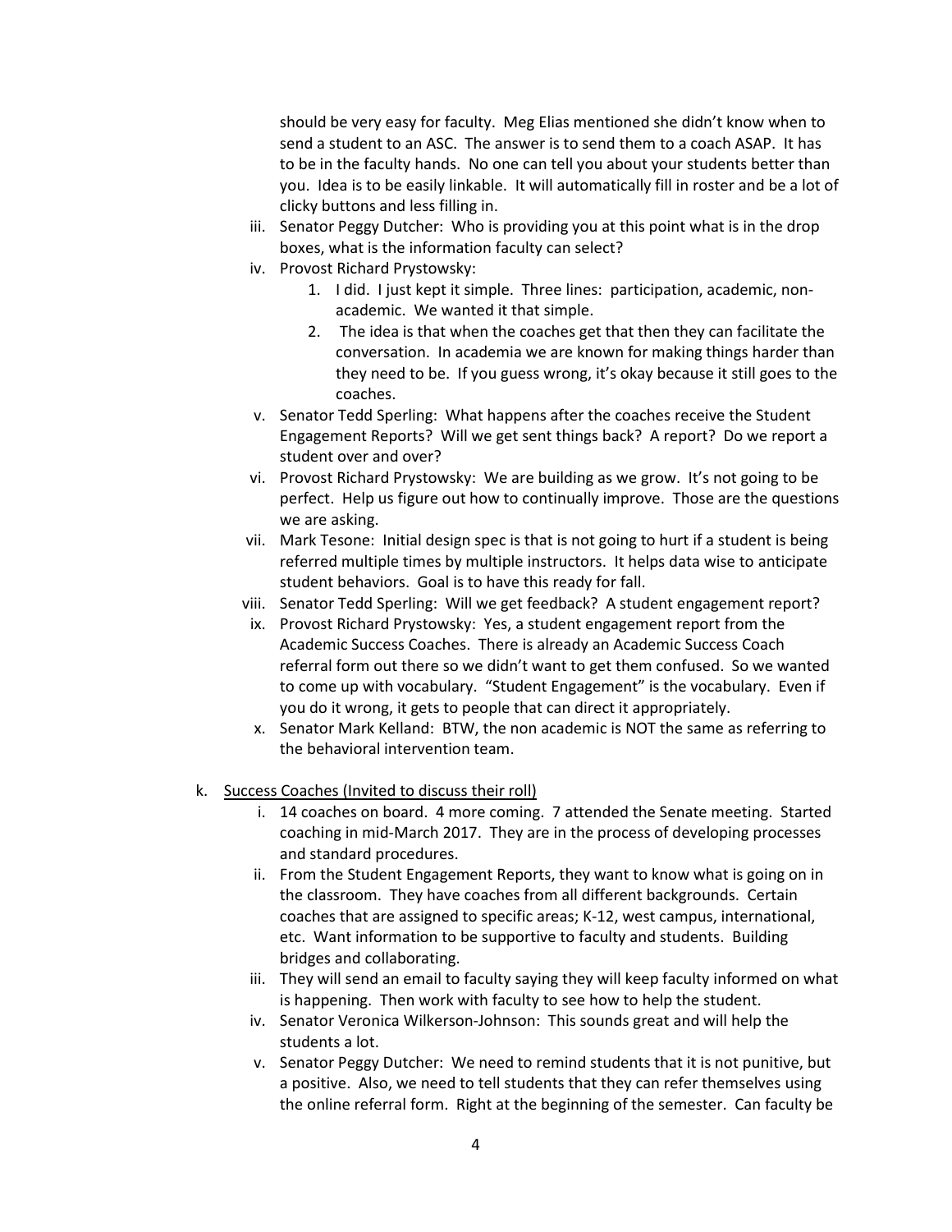should be very easy for faculty. Meg Elias mentioned she didn't know when to send a student to an ASC. The answer is to send them to a coach ASAP. It has to be in the faculty hands. No one can tell you about your students better than you. Idea is to be easily linkable. It will automatically fill in roster and be a lot of clicky buttons and less filling in.

iii. Senator Peggy Dutcher: Who is providing you at this point what is in the drop boxes, what is the information faculty can select?

iv. Provost Richard Prystowsky:
   1. I did. I just kept it simple. Three lines: participation, academic, non-academic. We wanted it that simple.
   2. The idea is that when the coaches get that then they can facilitate the conversation. In academia we are known for making things harder than they need to be. If you guess wrong, it's okay because it still goes to the coaches.

v. Senator Tedd Sperling: What happens after the coaches receive the Student Engagement Reports? Will we get sent things back? A report? Do we report a student over and over?

vi. Provost Richard Prystowsky: We are building as we grow. It's not going to be perfect. Help us figure out how to continually improve. Those are the questions we are asking.

vii. Mark Tesone: Initial design spec is that is not going to hurt if a student is being referred multiple times by multiple instructors. It helps data wise to anticipate student behaviors. Goal is to have this ready for fall.

viii. Senator Tedd Sperling: Will we get feedback? A student engagement report?

ix. Provost Richard Prystowsky: Yes, a student engagement report from the Academic Success Coaches. There is already an Academic Success Coach referral form out there so we didn't want to get them confused. So we wanted to come up with vocabulary. "Student Engagement" is the vocabulary. Even if you do it wrong, it gets to people that can direct it appropriately.

x. Senator Mark Kelland: BTW, the non academic is NOT the same as referring to the behavioral intervention team.

k. <u>Success Coaches (Invited to discuss their roll)</u>

   i. 14 coaches on board. 4 more coming. 7 attended the Senate meeting. Started coaching in mid-March 2017. They are in the process of developing processes and standard procedures.

   ii. From the Student Engagement Reports, they want to know what is going on in the classroom. They have coaches from all different backgrounds. Certain coaches that are assigned to specific areas; K-12, west campus, international, etc. Want information to be supportive to faculty and students. Building bridges and collaborating.

   iii. They will send an email to faculty saying they will keep faculty informed on what is happening. Then work with faculty to see how to help the student.

   iv. Senator Veronica Wilkerson-Johnson: This sounds great and will help the students a lot.

   v. Senator Peggy Dutcher: We need to remind students that it is not punitive, but a positive. Also, we need to tell students that they can refer themselves using the online referral form. Right at the beginning of the semester. Can faculty be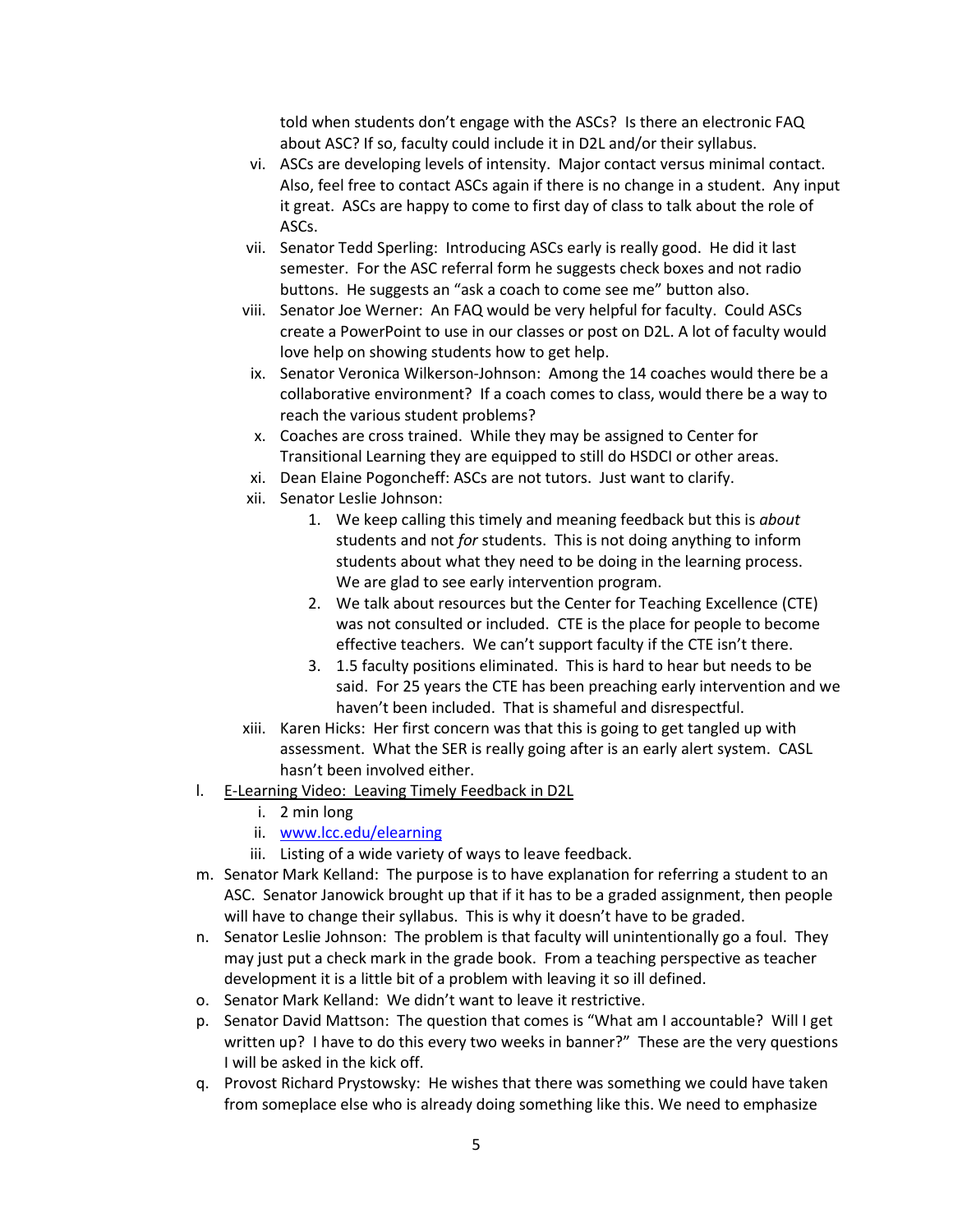told when students don't engage with the ASCs? Is there an electronic FAQ about ASC? If so, faculty could include it in D2L and/or their syllabus.

vi. ASCs are developing levels of intensity. Major contact versus minimal contact. Also, feel free to contact ASCs again if there is no change in a student. Any input it great. ASCs are happy to come to first day of class to talk about the role of ASCs.

vii. Senator Tedd Sperling: Introducing ASCs early is really good. He did it last semester. For the ASC referral form he suggests check boxes and not radio buttons. He suggests an "ask a coach to come see me" button also.

viii. Senator Joe Werner: An FAQ would be very helpful for faculty. Could ASCs create a PowerPoint to use in our classes or post on D2L. A lot of faculty would love help on showing students how to get help.

ix. Senator Veronica Wilkerson-Johnson: Among the 14 coaches would there be a collaborative environment? If a coach comes to class, would there be a way to reach the various student problems?

x. Coaches are cross trained. While they may be assigned to Center for Transitional Learning they are equipped to still do HSDCI or other areas.

xi. Dean Elaine Pogoncheff: ASCs are not tutors. Just want to clarify.

xii. Senator Leslie Johnson:
1. We keep calling this timely and meaning feedback but this is *about* students and not *for* students. This is not doing anything to inform students about what they need to be doing in the learning process. We are glad to see early intervention program.
2. We talk about resources but the Center for Teaching Excellence (CTE) was not consulted or included. CTE is the place for people to become effective teachers. We can't support faculty if the CTE isn't there.
3. 1.5 faculty positions eliminated. This is hard to hear but needs to be said. For 25 years the CTE has been preaching early intervention and we haven't been included. That is shameful and disrespectful.

xiii. Karen Hicks: Her first concern was that this is going to get tangled up with assessment. What the SER is really going after is an early alert system. CASL hasn't been involved either.

l. <u>E-Learning Video: Leaving Timely Feedback in D2L</u>
   i. 2 min long
   ii. [www.lcc.edu/elearning](http://www.lcc.edu/elearning)
   iii. Listing of a wide variety of ways to leave feedback.

m. Senator Mark Kelland: The purpose is to have explanation for referring a student to an ASC. Senator Janowick brought up that if it has to be a graded assignment, then people will have to change their syllabus. This is why it doesn't have to be graded.

n. Senator Leslie Johnson: The problem is that faculty will unintentionally go a foul. They may just put a check mark in the grade book. From a teaching perspective as teacher development it is a little bit of a problem with leaving it so ill defined.

o. Senator Mark Kelland: We didn't want to leave it restrictive.

p. Senator David Mattson: The question that comes is "What am I accountable? Will I get written up? I have to do this every two weeks in banner?" These are the very questions I will be asked in the kick off.

q. Provost Richard Prystowsky: He wishes that there was something we could have taken from someplace else who is already doing something like this. We need to emphasize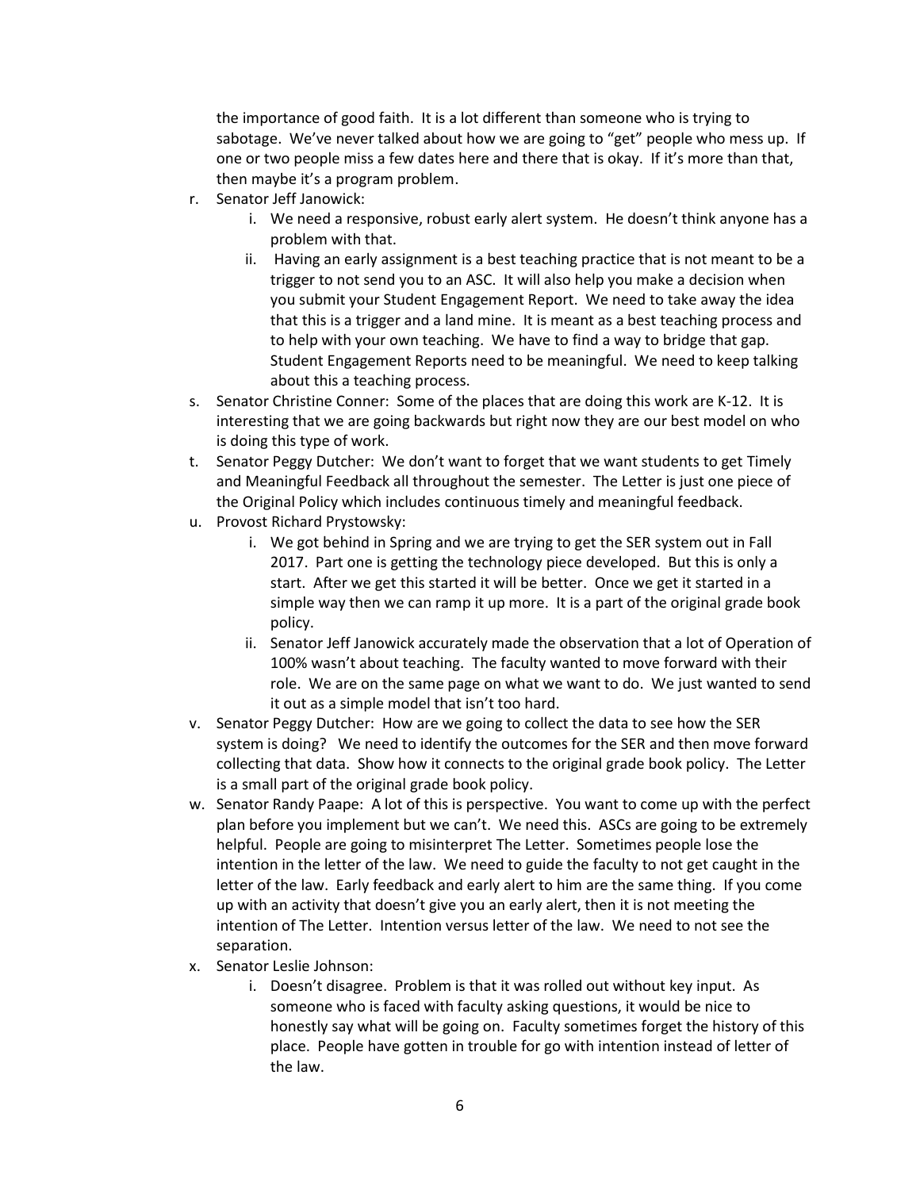the importance of good faith. It is a lot different than someone who is trying to sabotage. We've never talked about how we are going to "get" people who mess up. If one or two people miss a few dates here and there that is okay. If it's more than that, then maybe it's a program problem.

r. Senator Jeff Janowick:
    i. We need a responsive, robust early alert system. He doesn't think anyone has a problem with that.
    ii. Having an early assignment is a best teaching practice that is not meant to be a trigger to not send you to an ASC. It will also help you make a decision when you submit your Student Engagement Report. We need to take away the idea that this is a trigger and a land mine. It is meant as a best teaching process and to help with your own teaching. We have to find a way to bridge that gap. Student Engagement Reports need to be meaningful. We need to keep talking about this a teaching process.
s. Senator Christine Conner: Some of the places that are doing this work are K-12. It is interesting that we are going backwards but right now they are our best model on who is doing this type of work.
t. Senator Peggy Dutcher: We don't want to forget that we want students to get Timely and Meaningful Feedback all throughout the semester. The Letter is just one piece of the Original Policy which includes continuous timely and meaningful feedback.
u. Provost Richard Prystowsky:
    i. We got behind in Spring and we are trying to get the SER system out in Fall 2017. Part one is getting the technology piece developed. But this is only a start. After we get this started it will be better. Once we get it started in a simple way then we can ramp it up more. It is a part of the original grade book policy.
    ii. Senator Jeff Janowick accurately made the observation that a lot of Operation of 100% wasn't about teaching. The faculty wanted to move forward with their role. We are on the same page on what we want to do. We just wanted to send it out as a simple model that isn't too hard.
v. Senator Peggy Dutcher: How are we going to collect the data to see how the SER system is doing? We need to identify the outcomes for the SER and then move forward collecting that data. Show how it connects to the original grade book policy. The Letter is a small part of the original grade book policy.
w. Senator Randy Paape: A lot of this is perspective. You want to come up with the perfect plan before you implement but we can't. We need this. ASCs are going to be extremely helpful. People are going to misinterpret The Letter. Sometimes people lose the intention in the letter of the law. We need to guide the faculty to not get caught in the letter of the law. Early feedback and early alert to him are the same thing. If you come up with an activity that doesn't give you an early alert, then it is not meeting the intention of The Letter. Intention versus letter of the law. We need to not see the separation.
x. Senator Leslie Johnson:
    i. Doesn't disagree. Problem is that it was rolled out without key input. As someone who is faced with faculty asking questions, it would be nice to honestly say what will be going on. Faculty sometimes forget the history of this place. People have gotten in trouble for go with intention instead of letter of the law.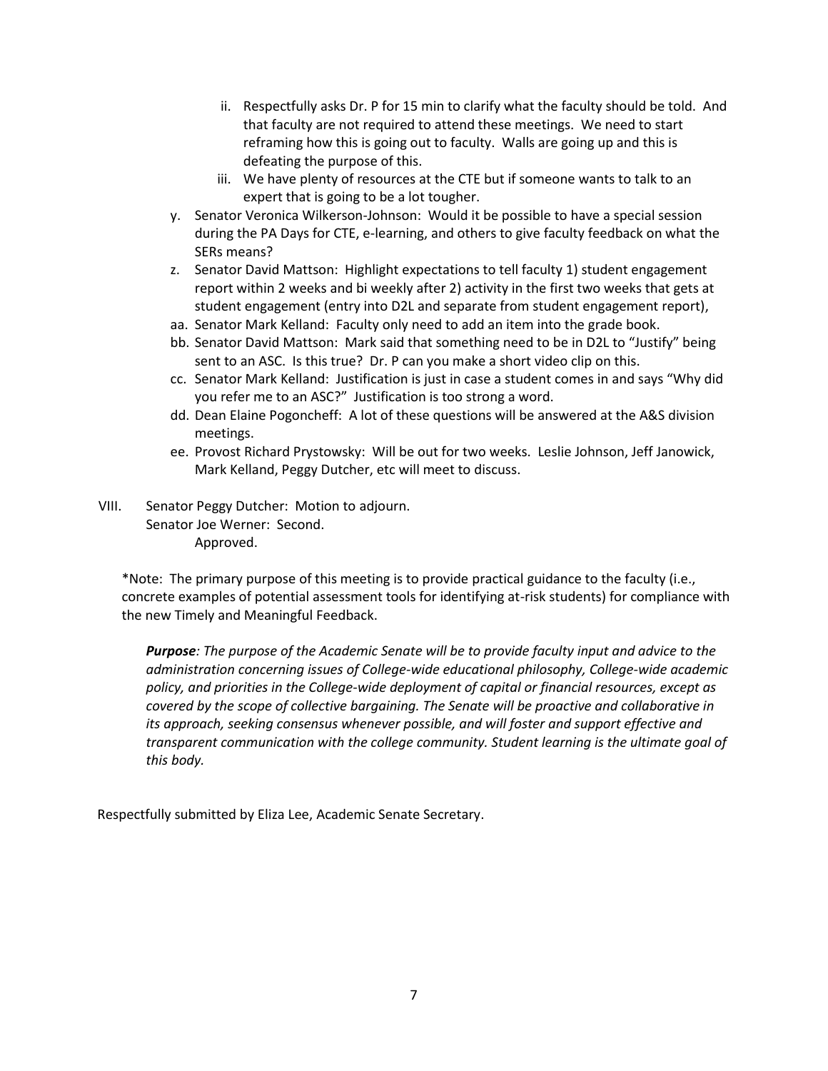ii. Respectfully asks Dr. P for 15 min to clarify what the faculty should be told. And that faculty are not required to attend these meetings. We need to start reframing how this is going out to faculty. Walls are going up and this is defeating the purpose of this.
   iii. We have plenty of resources at the CTE but if someone wants to talk to an expert that is going to be a lot tougher.

y. Senator Veronica Wilkerson-Johnson: Would it be possible to have a special session during the PA Days for CTE, e-learning, and others to give faculty feedback on what the SERs means?

z. Senator David Mattson: Highlight expectations to tell faculty 1) student engagement report within 2 weeks and bi weekly after 2) activity in the first two weeks that gets at student engagement (entry into D2L and separate from student engagement report),

aa. Senator Mark Kelland: Faculty only need to add an item into the grade book.

bb. Senator David Mattson: Mark said that something need to be in D2L to "Justify" being sent to an ASC. Is this true? Dr. P can you make a short video clip on this.

cc. Senator Mark Kelland: Justification is just in case a student comes in and says "Why did you refer me to an ASC?" Justification is too strong a word.

dd. Dean Elaine Pogoncheff: A lot of these questions will be answered at the A&S division meetings.

ee. Provost Richard Prystowsky: Will be out for two weeks. Leslie Johnson, Jeff Janowick, Mark Kelland, Peggy Dutcher, etc will meet to discuss.

VIII. Senator Peggy Dutcher: Motion to adjourn.
Senator Joe Werner: Second.
Approved.

*Note: The primary purpose of this meeting is to provide practical guidance to the faculty (i.e., concrete examples of potential assessment tools for identifying at-risk students) for compliance with the new Timely and Meaningful Feedback.

***Purpose****: The purpose of the Academic Senate will be to provide faculty input and advice to the administration concerning issues of College-wide educational philosophy, College-wide academic policy, and priorities in the College-wide deployment of capital or financial resources, except as covered by the scope of collective bargaining. The Senate will be proactive and collaborative in its approach, seeking consensus whenever possible, and will foster and support effective and transparent communication with the college community. Student learning is the ultimate goal of this body.*

Respectfully submitted by Eliza Lee, Academic Senate Secretary.